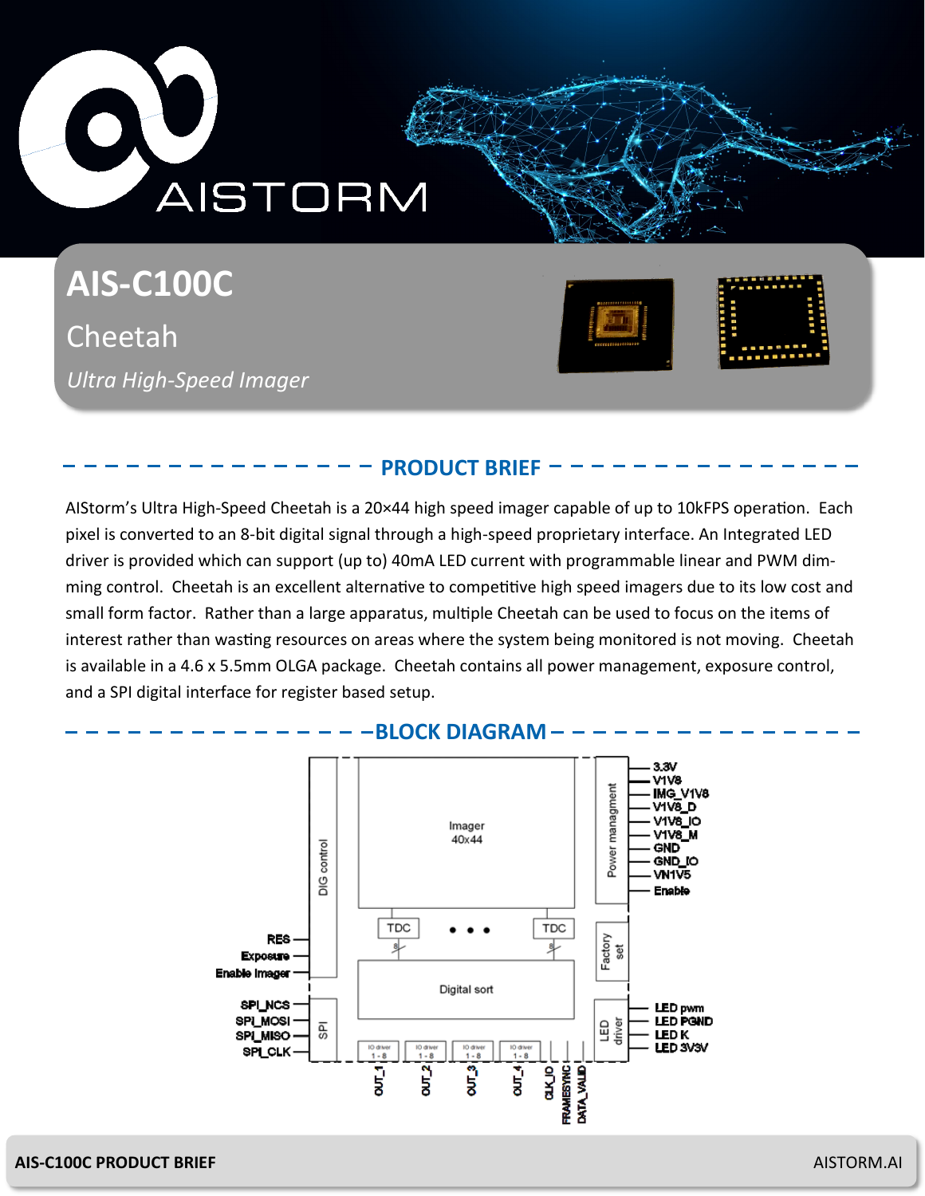# AIS-C100C

## Cheetah

*Ultra High-Speed Imager*

## PRODUCT BRIEF

AIStorm's Ultra High-Speed Cheetah is a 20×44 high speed imager capable of up to 10kFPS operation. Each pixel is converted to an 8-bit digital signal through a high-speed proprietary interface. An Integrated LED driver is provided which can support (up to) 40mA LED current with programmable linear and PWM dimming control. Cheetah is an excellent alternative to competitive high speed imagers due to its low cost and small form factor. Rather than a large apparatus, multiple Cheetah can be used to focus on the items of interest rather than wasting resources on areas where the system being monitored is not moving. Cheetah is available in a 4.6 x 5.5mm OLGA package. Cheetah contains all power management, exposure control, and a SPI digital interface for register based setup.

## BLOCK DIAGRAM

DIG control

Imager 40x44

Power managment

3.3V
V1V8
IMG_V1V8
V1V8_D
V1V8_IO
V1V8_M
GND
GND_IO
VN1V5
Enable

TDC • • • TDC

8 8

Factory set

RES
Exposure
Enable Imager

Digital sort

SPI_NCS
SPI_MOSI
SPI_MISO
SPI_CLK

SPI

IO driver 1 - 8 | IO driver 1 - 8 | IO driver 1 - 8 | IO driver 1 - 8

LED driver

LED pwm
LED PGND
LED K
LED 3V3V

OUT_1 OUT_2 OUT_3 OUT_4 CLK_IO FRAMESYNC DATA_VALID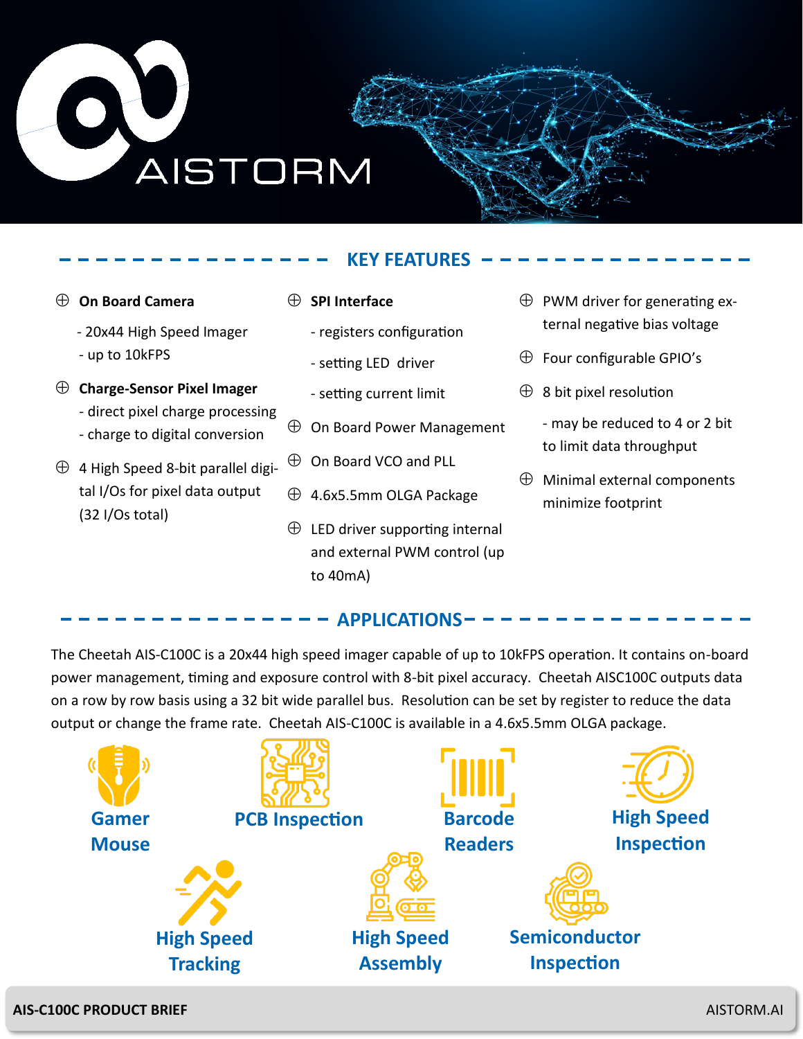AISTORM

## KEY FEATURES

- **On Board Camera**
  - 20x44 High Speed Imager
  - up to 10kFPS
- **Charge-Sensor Pixel Imager**
  - direct pixel charge processing
  - charge to digital conversion
- 4 High Speed 8-bit parallel digital I/Os for pixel data output (32 I/Os total)
- **SPI Interface**
  - registers configuration
  - setting LED driver
  - setting current limit
- On Board Power Management
- On Board VCO and PLL
- 4.6x5.5mm OLGA Package
- LED driver supporting internal and external PWM control (up to 40mA)
- PWM driver for generating external negative bias voltage
- Four configurable GPIO's
- 8 bit pixel resolution
  - may be reduced to 4 or 2 bit to limit data throughput
- Minimal external components minimize footprint

## APPLICATIONS

The Cheetah AIS-C100C is a 20x44 high speed imager capable of up to 10kFPS operation. It contains on-board power management, timing and exposure control with 8-bit pixel accuracy. Cheetah AISC100C outputs data on a row by row basis using a 32 bit wide parallel bus. Resolution can be set by register to reduce the data output or change the frame rate. Cheetah AIS-C100C is available in a 4.6x5.5mm OLGA package.

Gamer Mouse

PCB Inspection

Barcode Readers

High Speed Inspection

High Speed Tracking

High Speed Assembly

Semiconductor Inspection

**AIS-C100C PRODUCT BRIEF** AISTORM.AI